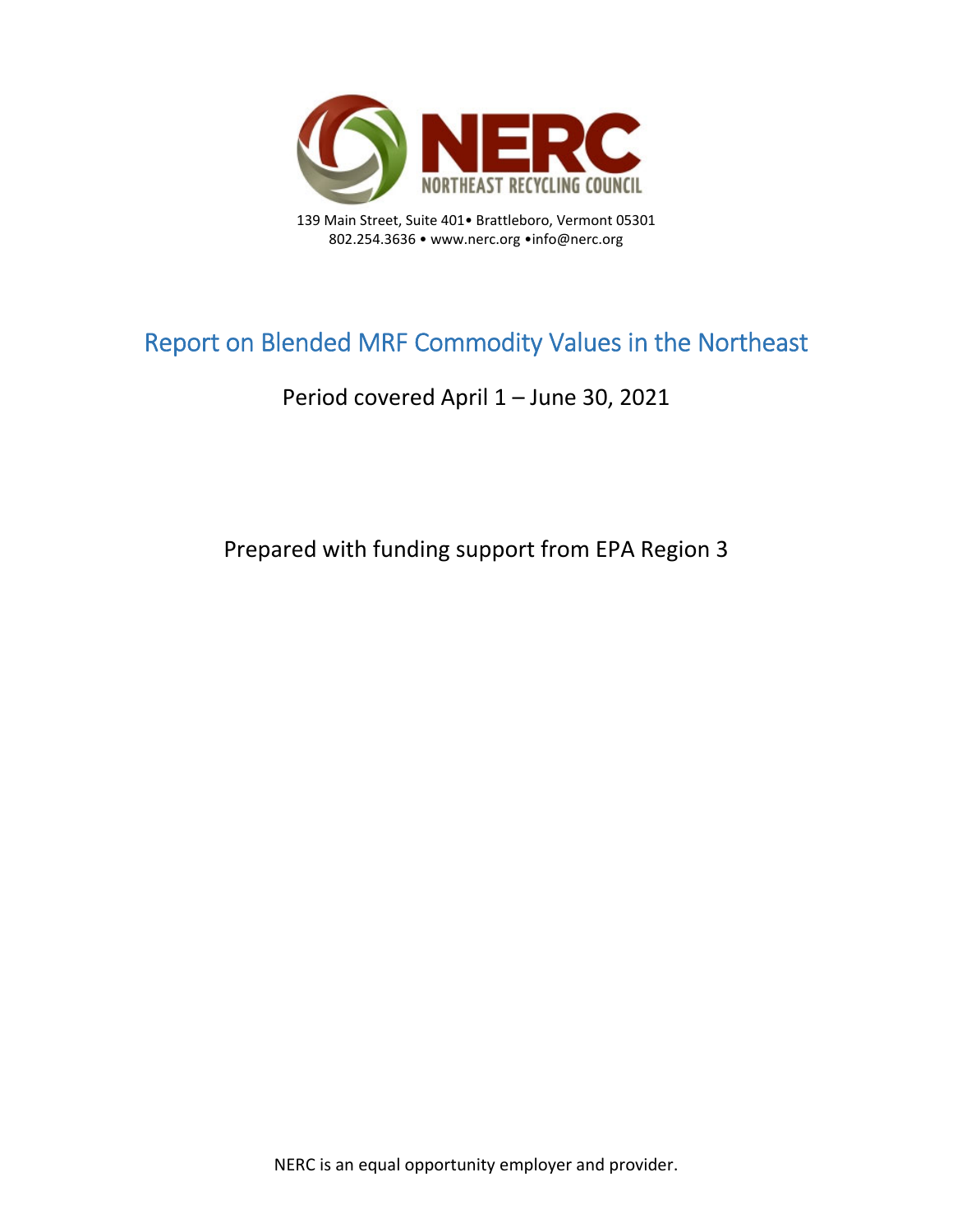NERC

NORTHEAST RECYCLING COUNCIL

139 Main Street, Suite 401• Brattleboro, Vermont 05301
802.254.3636 • www.nerc.org •info@nerc.org

# Report on Blended MRF Commodity Values in the Northeast

## Period covered April 1 – June 30, 2021

Prepared with funding support from EPA Region 3

NERC is an equal opportunity employer and provider.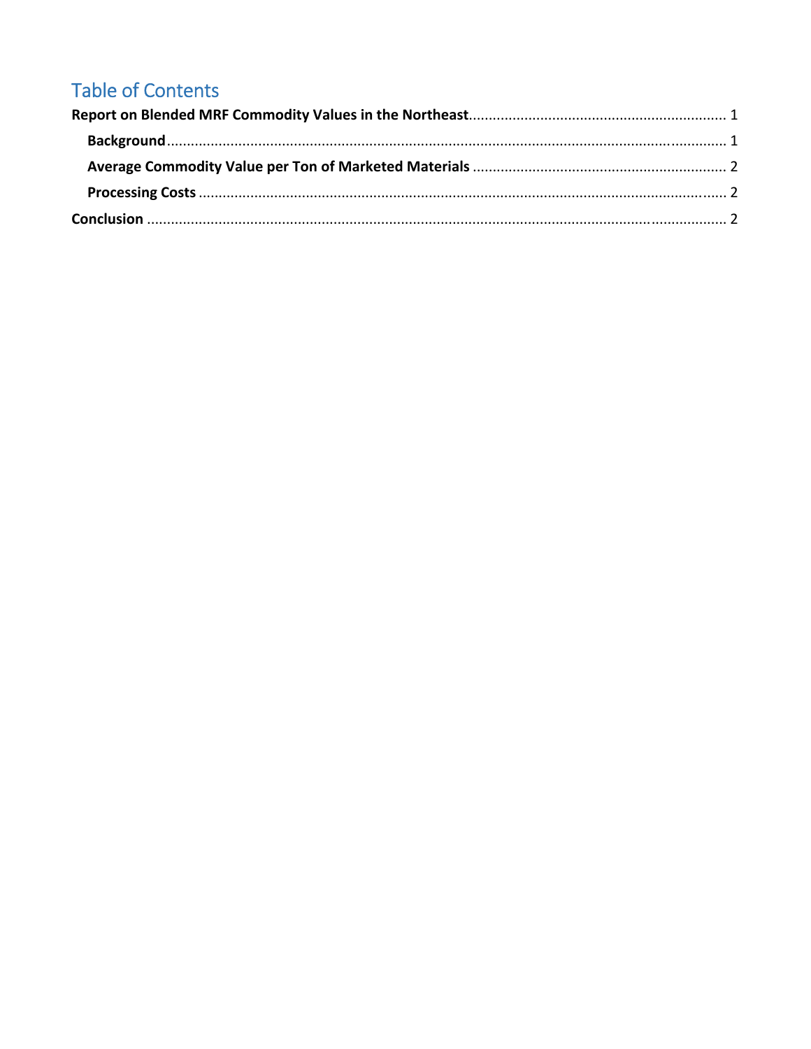# Table of Contents

**Report on Blended MRF Commodity Values in the Northeast** ........ 1

- **Background** ........ 1
- **Average Commodity Value per Ton of Marketed Materials** ........ 2
- **Processing Costs** ........ 2

**Conclusion** ........ 2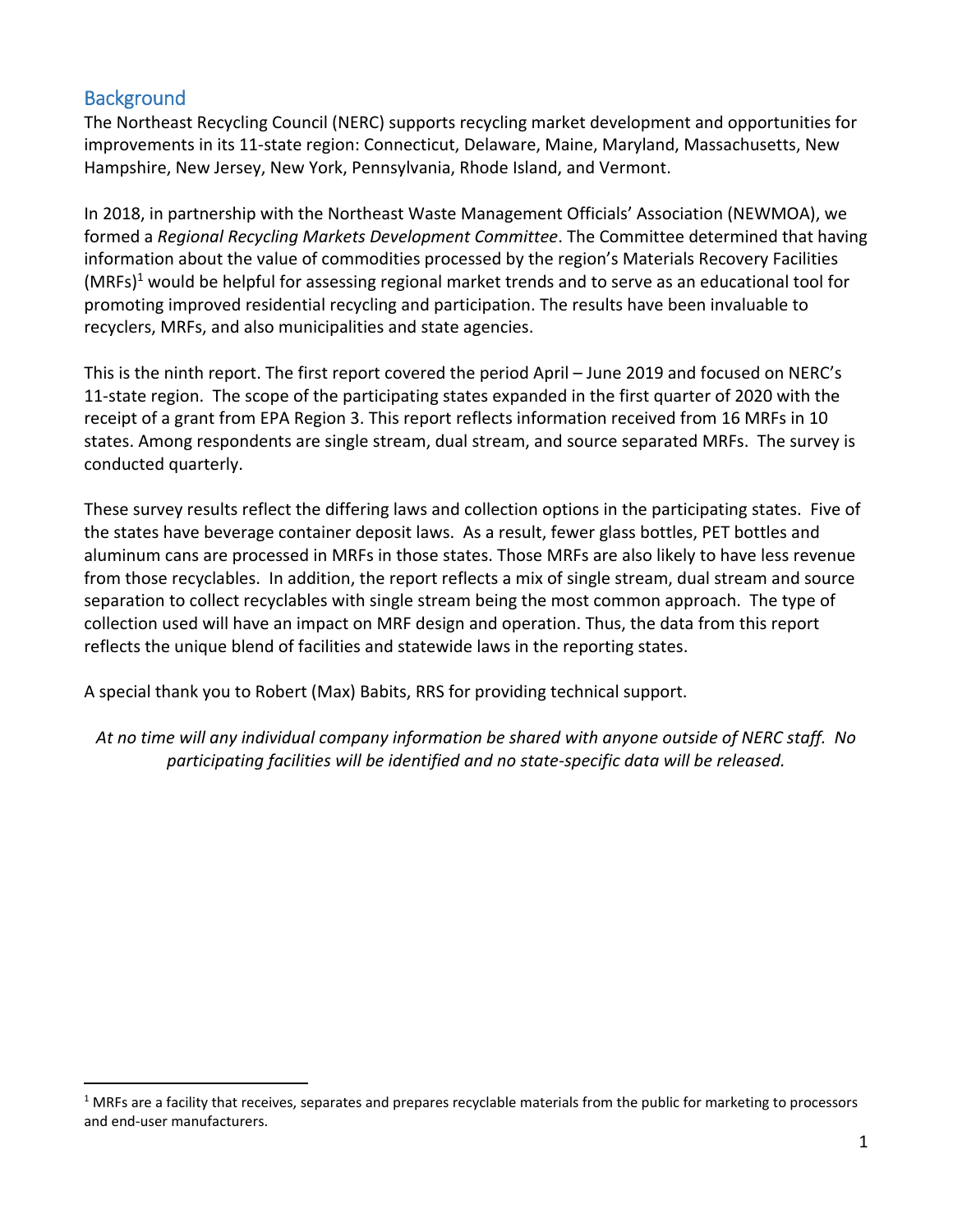## Background

The Northeast Recycling Council (NERC) supports recycling market development and opportunities for improvements in its 11-state region: Connecticut, Delaware, Maine, Maryland, Massachusetts, New Hampshire, New Jersey, New York, Pennsylvania, Rhode Island, and Vermont.

In 2018, in partnership with the Northeast Waste Management Officials' Association (NEWMOA), we formed a *Regional Recycling Markets Development Committee*. The Committee determined that having information about the value of commodities processed by the region's Materials Recovery Facilities (MRFs)[1] would be helpful for assessing regional market trends and to serve as an educational tool for promoting improved residential recycling and participation. The results have been invaluable to recyclers, MRFs, and also municipalities and state agencies.

This is the ninth report. The first report covered the period April – June 2019 and focused on NERC's 11-state region. The scope of the participating states expanded in the first quarter of 2020 with the receipt of a grant from EPA Region 3. This report reflects information received from 16 MRFs in 10 states. Among respondents are single stream, dual stream, and source separated MRFs. The survey is conducted quarterly.

These survey results reflect the differing laws and collection options in the participating states. Five of the states have beverage container deposit laws. As a result, fewer glass bottles, PET bottles and aluminum cans are processed in MRFs in those states. Those MRFs are also likely to have less revenue from those recyclables. In addition, the report reflects a mix of single stream, dual stream and source separation to collect recyclables with single stream being the most common approach. The type of collection used will have an impact on MRF design and operation. Thus, the data from this report reflects the unique blend of facilities and statewide laws in the reporting states.

A special thank you to Robert (Max) Babits, RRS for providing technical support.

*At no time will any individual company information be shared with anyone outside of NERC staff. No participating facilities will be identified and no state-specific data will be released.*

---

[1] MRFs are a facility that receives, separates and prepares recyclable materials from the public for marketing to processors and end-user manufacturers.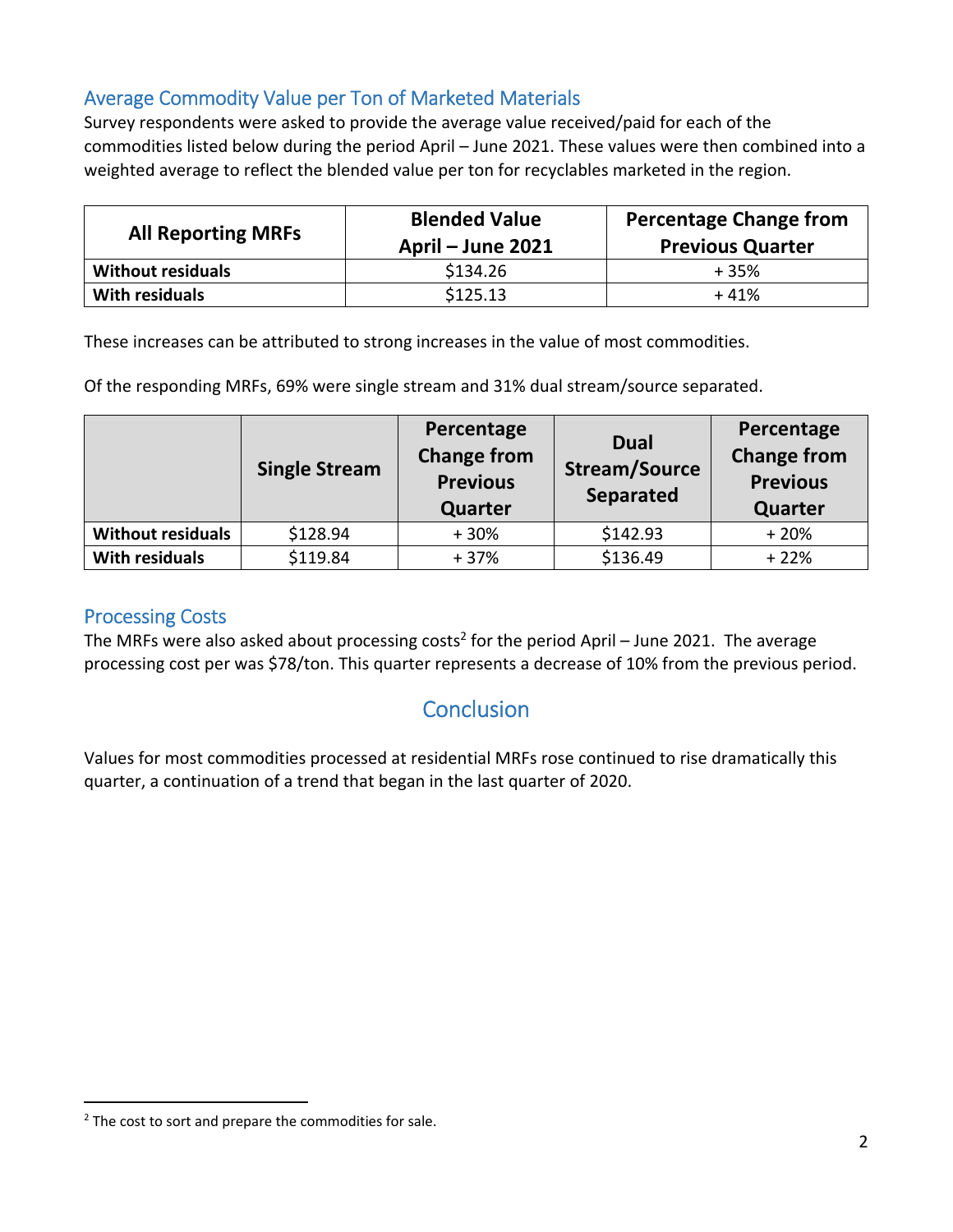## Average Commodity Value per Ton of Marketed Materials

Survey respondents were asked to provide the average value received/paid for each of the commodities listed below during the period April – June 2021. These values were then combined into a weighted average to reflect the blended value per ton for recyclables marketed in the region.

| All Reporting MRFs | Blended Value April – June 2021 | Percentage Change from Previous Quarter |
|---|---|---|
| **Without residuals** | $134.26 | + 35% |
| **With residuals** | $125.13 | + 41% |

These increases can be attributed to strong increases in the value of most commodities.

Of the responding MRFs, 69% were single stream and 31% dual stream/source separated.

| | Single Stream | Percentage Change from Previous Quarter | Dual Stream/Source Separated | Percentage Change from Previous Quarter |
|---|---|---|---|---|
| **Without residuals** | $128.94 | + 30% | $142.93 | + 20% |
| **With residuals** | $119.84 | + 37% | $136.49 | + 22% |

## Processing Costs

The MRFs were also asked about processing costs[2] for the period April – June 2021. The average processing cost per was $78/ton. This quarter represents a decrease of 10% from the previous period.

# Conclusion

Values for most commodities processed at residential MRFs rose continued to rise dramatically this quarter, a continuation of a trend that began in the last quarter of 2020.

[2] The cost to sort and prepare the commodities for sale.